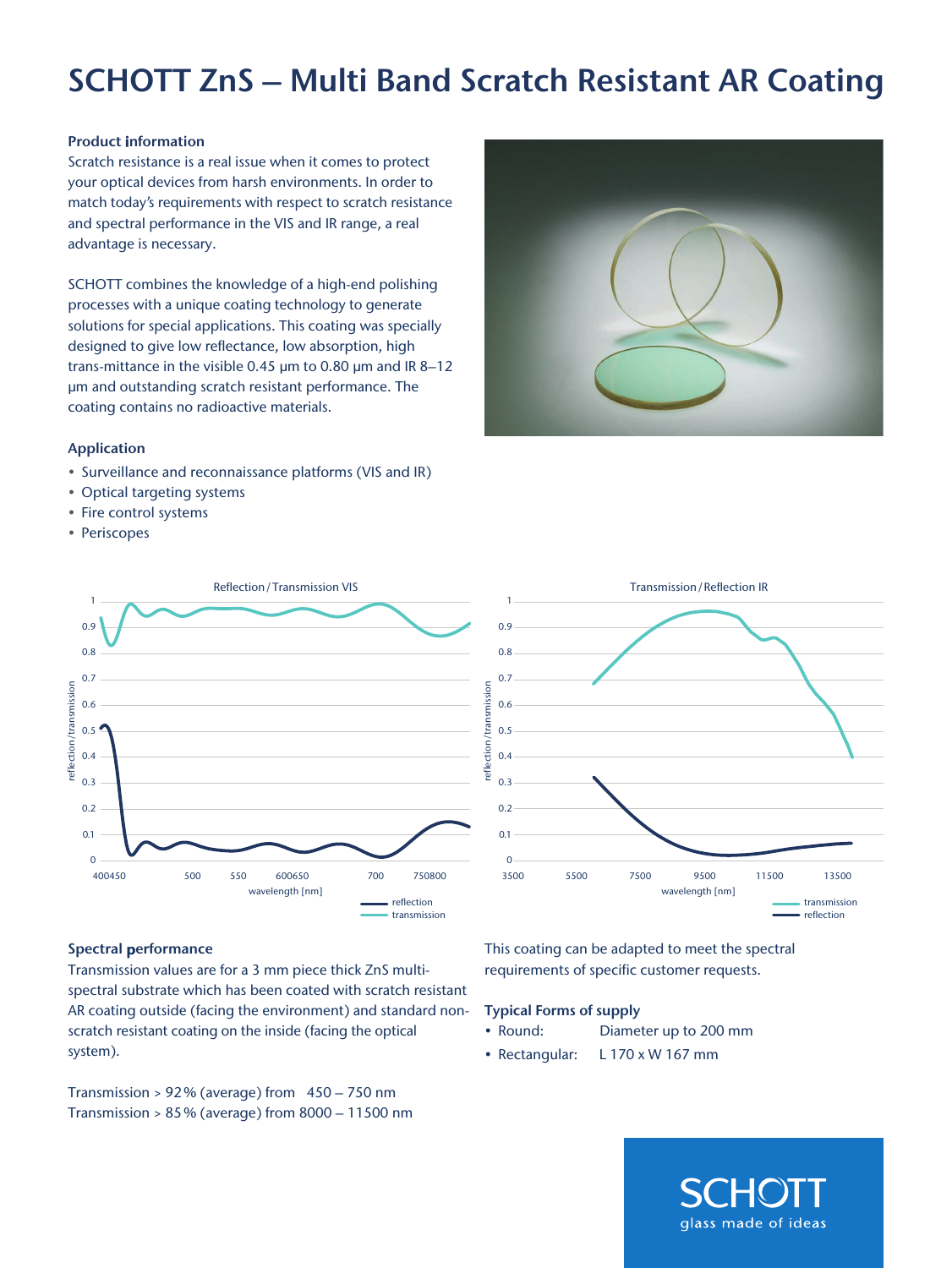# SCHOTT ZnS – Multi Band Scratch Resistant AR Coating

### Product information

Scratch resistance is a real issue when it comes to protect your optical devices from harsh environments. In order to match today's requirements with respect to scratch resistance and spectral performance in the VIS and IR range, a real advantage is necessary.

SCHOTT combines the knowledge of a high-end polishing processes with a unique coating technology to generate solutions for special applications. This coating was specially designed to give low reflectance, low absorption, high trans-mittance in the visible 0.45 µm to 0.80 µm and IR 8–12 µm and outstanding scratch resistant performance. The coating contains no radioactive materials.

### Application

- Surveillance and reconnaissance platforms (VIS and IR)
- Optical targeting systems
- Fire control systems
- Periscopes

Reflection / Transmission VIS

Transmission / Reflection IR

### Spectral performance

Transmission values are for a 3 mm piece thick ZnS multi-spectral substrate which has been coated with scratch resistant AR coating outside (facing the environment) and standard non-scratch resistant coating on the inside (facing the optical system).

Transmission > 92 % (average) from 450 – 750 nm
Transmission > 85 % (average) from 8000 – 11500 nm

This coating can be adapted to meet the spectral requirements of specific customer requests.

### Typical Forms of supply

- Round: Diameter up to 200 mm
- Rectangular: L 170 x W 167 mm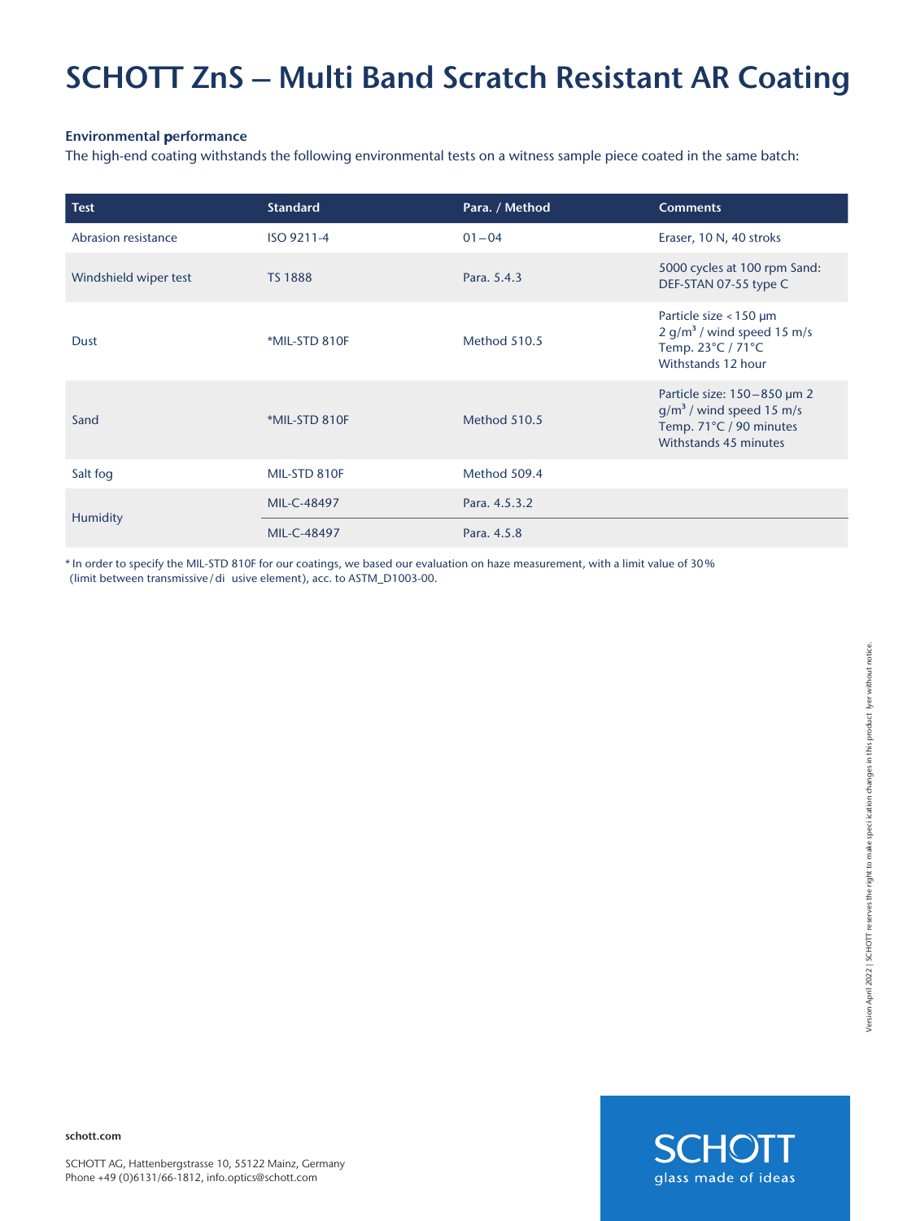# SCHOTT ZnS – Multi Band Scratch Resistant AR Coating

**Environmental performance**

The high-end coating withstands the following environmental tests on a witness sample piece coated in the same batch:

| Test | Standard | Para. / Method | Comments |
|---|---|---|---|
| Abrasion resistance | ISO 9211-4 | 01 – 04 | Eraser, 10 N, 40 stroks |
| Windshield wiper test | TS 1888 | Para. 5.4.3 | 5000 cycles at 100 rpm Sand: DEF-STAN 07-55 type C |
| Dust | *MIL-STD 810F | Method 510.5 | Particle size < 150 μm<br>2 g/m³ / wind speed 15 m/s<br>Temp. 23°C / 71°C<br>Withstands 12 hour |
| Sand | *MIL-STD 810F | Method 510.5 | Particle size: 150 – 850 μm 2 g/m³ / wind speed 15 m/s<br>Temp. 71°C / 90 minutes<br>Withstands 45 minutes |
| Salt fog | MIL-STD 810F | Method 509.4 | |
| Humidity | MIL-C-48497 | Para. 4.5.3.2 | |
| | MIL-C-48497 | Para. 4.5.8 | |

* In order to specify the MIL-STD 810F for our coatings, we based our evaluation on haze measurement, with a limit value of 30 % (limit between transmissive / di usive element), acc. to ASTM_D1003-00.

Version April 2022 | SCHOTT reserves the right to make speci ication changes in this product lyer without notice.

**schott.com**

SCHOTT AG, Hattenbergstrasse 10, 55122 Mainz, Germany
Phone +49 (0)6131/66-1812, info.optics@schott.com

SCHOTT
glass made of ideas